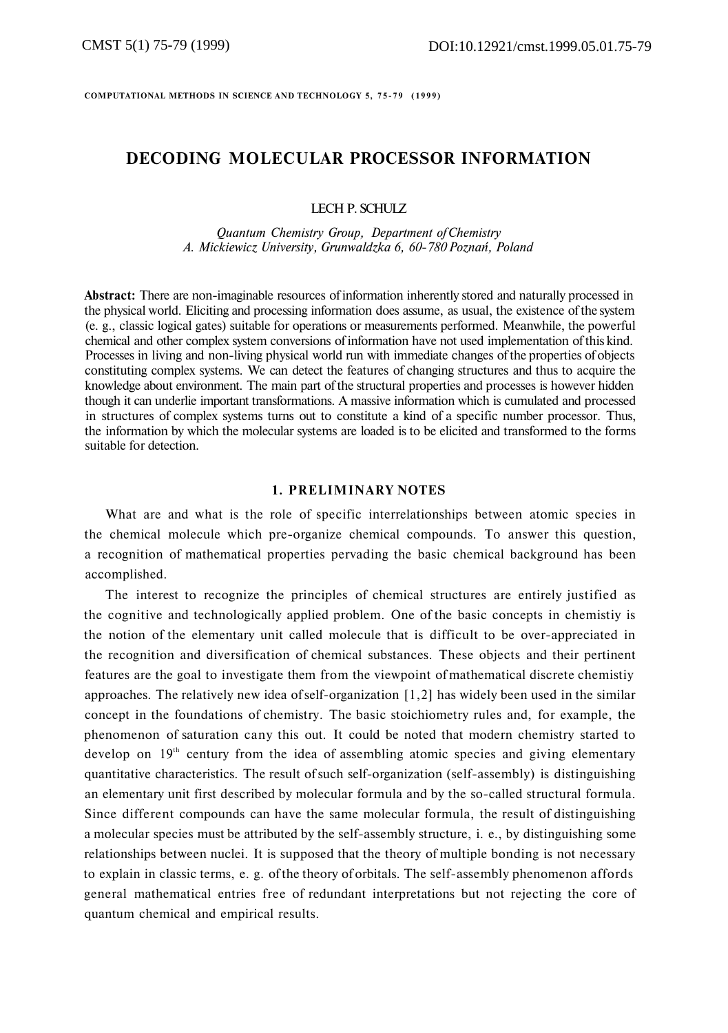# DECODING MOLECULAR PROCESSOR INFORMATION

LECH P. SCHULZ

*Quantum Chemistry Group, Department of Chemistry*
*A. Mickiewicz University, Grunwaldzka 6, 60-780 Poznań, Poland*

**Abstract:** There are non-imaginable resources of information inherently stored and naturally processed in the physical world. Eliciting and processing information does assume, as usual, the existence of the system (e. g., classic logical gates) suitable for operations or measurements performed. Meanwhile, the powerful chemical and other complex system conversions of information have not used implementation of this kind. Processes in living and non-living physical world run with immediate changes of the properties of objects constituting complex systems. We can detect the features of changing structures and thus to acquire the knowledge about environment. The main part of the structural properties and processes is however hidden though it can underlie important transformations. A massive information which is cumulated and processed in structures of complex systems turns out to constitute a kind of a specific number processor. Thus, the information by which the molecular systems are loaded is to be elicited and transformed to the forms suitable for detection.

## 1. PRELIMINARY NOTES

What are and what is the role of specific interrelationships between atomic species in the chemical molecule which pre-organize chemical compounds. To answer this question, a recognition of mathematical properties pervading the basic chemical background has been accomplished.

The interest to recognize the principles of chemical structures are entirely justified as the cognitive and technologically applied problem. One of the basic concepts in chemistiy is the notion of the elementary unit called molecule that is difficult to be over-appreciated in the recognition and diversification of chemical substances. These objects and their pertinent features are the goal to investigate them from the viewpoint of mathematical discrete chemistiy approaches. The relatively new idea of self-organization [1,2] has widely been used in the similar concept in the foundations of chemistry. The basic stoichiometry rules and, for example, the phenomenon of saturation cany this out. It could be noted that modern chemistry started to develop on 19th century from the idea of assembling atomic species and giving elementary quantitative characteristics. The result of such self-organization (self-assembly) is distinguishing an elementary unit first described by molecular formula and by the so-called structural formula. Since different compounds can have the same molecular formula, the result of distinguishing a molecular species must be attributed by the self-assembly structure, i. e., by distinguishing some relationships between nuclei. It is supposed that the theory of multiple bonding is not necessary to explain in classic terms, e. g. of the theory of orbitals. The self-assembly phenomenon affords general mathematical entries free of redundant interpretations but not rejecting the core of quantum chemical and empirical results.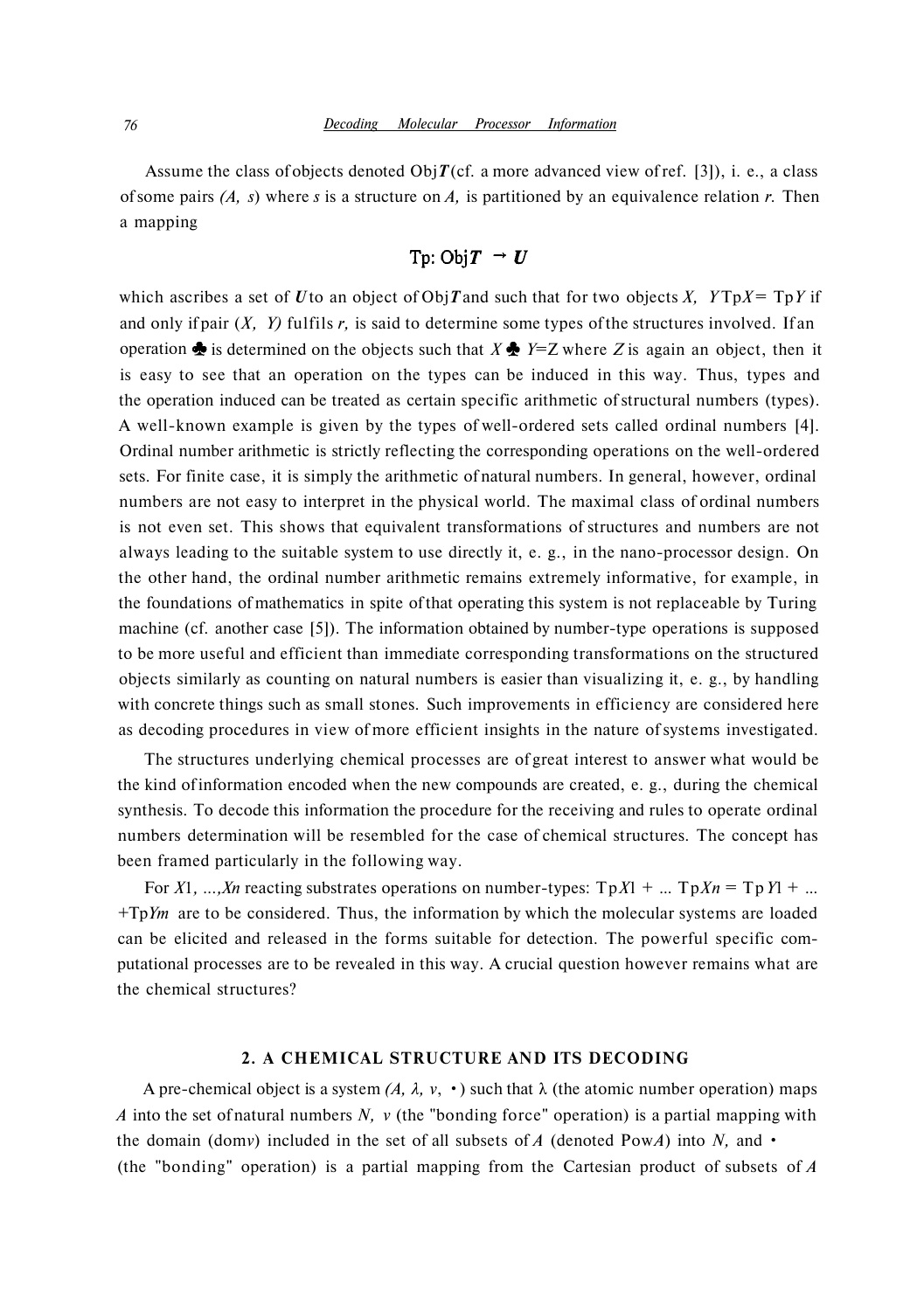Assume the class of objects denoted Obj$\boldsymbol{T}$ (cf. a more advanced view of ref. [3]), i. e., a class of some pairs $(A, s)$ where $s$ is a structure on $A$, is partitioned by an equivalence relation $r$. Then a mapping

$$\mathrm{Tp}\colon \mathrm{Obj}\boldsymbol{T} \rightarrow \boldsymbol{U}$$

which ascribes a set of $\boldsymbol{U}$ to an object of Obj$\boldsymbol{T}$ and such that for two objects $X$, $Y$ Tp$X$ = Tp$Y$ if and only if pair $(X, Y)$ fulfils $r$, is said to determine some types of the structures involved. If an operation ♣ is determined on the objects such that $X$ ♣ $Y$=Z where $Z$ is again an object, then it is easy to see that an operation on the types can be induced in this way. Thus, types and the operation induced can be treated as certain specific arithmetic of structural numbers (types). A well-known example is given by the types of well-ordered sets called ordinal numbers [4]. Ordinal number arithmetic is strictly reflecting the corresponding operations on the well-ordered sets. For finite case, it is simply the arithmetic of natural numbers. In general, however, ordinal numbers are not easy to interpret in the physical world. The maximal class of ordinal numbers is not even set. This shows that equivalent transformations of structures and numbers are not always leading to the suitable system to use directly it, e. g., in the nano-processor design. On the other hand, the ordinal number arithmetic remains extremely informative, for example, in the foundations of mathematics in spite of that operating this system is not replaceable by Turing machine (cf. another case [5]). The information obtained by number-type operations is supposed to be more useful and efficient than immediate corresponding transformations on the structured objects similarly as counting on natural numbers is easier than visualizing it, e. g., by handling with concrete things such as small stones. Such improvements in efficiency are considered here as decoding procedures in view of more efficient insights in the nature of systems investigated.

The structures underlying chemical processes are of great interest to answer what would be the kind of information encoded when the new compounds are created, e. g., during the chemical synthesis. To decode this information the procedure for the receiving and rules to operate ordinal numbers determination will be resembled for the case of chemical structures. The concept has been framed particularly in the following way.

For $X1, ..., Xn$ reacting substrates operations on number-types: Tp$X1$ + ... Tp$Xn$ = Tp$Y1$ + ... +Tp$Ym$ are to be considered. Thus, the information by which the molecular systems are loaded can be elicited and released in the forms suitable for detection. The powerful specific computational processes are to be revealed in this way. A crucial question however remains what are the chemical structures?

## 2. A CHEMICAL STRUCTURE AND ITS DECODING

A pre-chemical object is a system $(A, \lambda, v, \cdot)$ such that $\lambda$ (the atomic number operation) maps $A$ into the set of natural numbers $N$, $v$ (the "bonding force" operation) is a partial mapping with the domain (dom$v$) included in the set of all subsets of $A$ (denoted Pow$A$) into $N$, and $\cdot$ (the "bonding" operation) is a partial mapping from the Cartesian product of subsets of $A$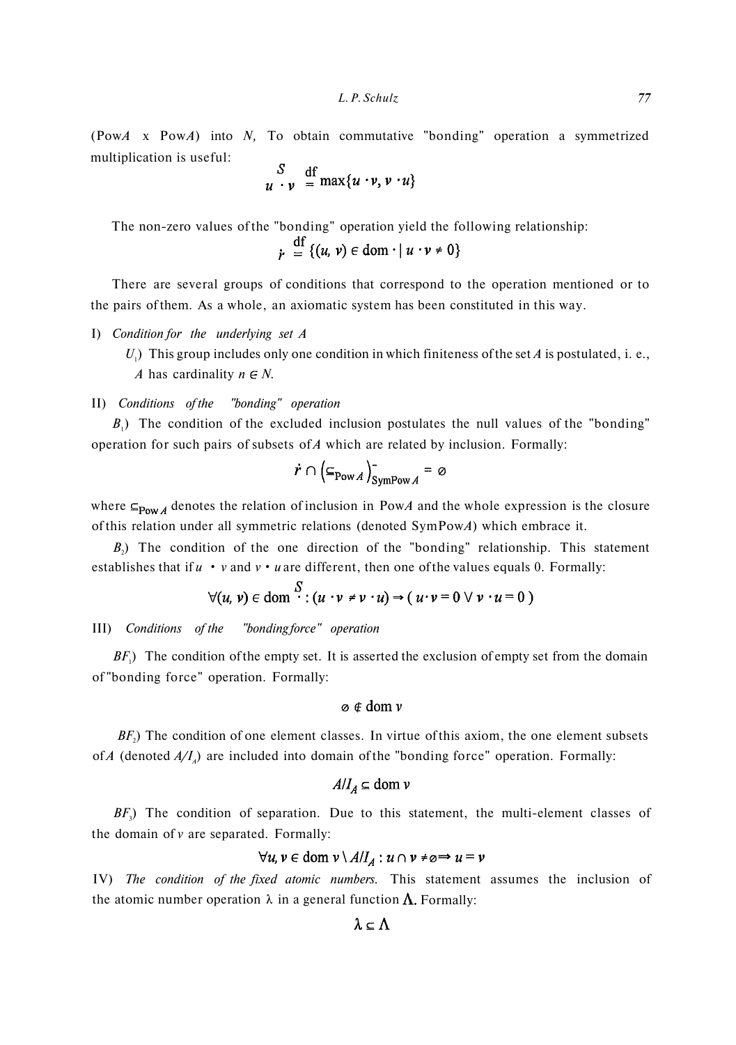(Pow$A$ x Pow$A$) into $N$, To obtain commutative "bonding" operation a symmetrized multiplication is useful:

$$u \overset{S}{\cdot} v \overset{\text{df}}{=} \max\{u \cdot v, v \cdot u\}$$

The non-zero values of the "bonding" operation yield the following relationship:

$$\dot{r} \overset{\text{df}}{=} \{(u, v) \in \operatorname{dom} \cdot \mid u \cdot v \neq 0\}$$

There are several groups of conditions that correspond to the operation mentioned or to the pairs of them. As a whole, an axiomatic system has been constituted in this way.

I) *Condition for the underlying set A*

$U_1$) This group includes only one condition in which finiteness of the set $A$ is postulated, i. e., $A$ has cardinality $n \in N$.

II) *Conditions of the "bonding" operation*

$B_1$) The condition of the excluded inclusion postulates the null values of the "bonding" operation for such pairs of subsets of $A$ which are related by inclusion. Formally:

$$\dot{r} \cap \left(\subseteq_{\text{Pow}\,A}\right)^{-}_{\text{SymPow}\,A} = \varnothing$$

where $\subseteq_{\text{Pow}\,A}$ denotes the relation of inclusion in Pow$A$ and the whole expression is the closure of this relation under all symmetric relations (denoted SymPow$A$) which embrace it.

$B_2$) The condition of the one direction of the "bonding" relationship. This statement establishes that if $u \cdot v$ and $v \cdot u$ are different, then one of the values equals 0. Formally:

$$\forall (u, v) \in \operatorname{dom} \overset{S}{\cdot} : (u \cdot v \neq v \cdot u) \Rightarrow (u \cdot v = 0 \vee v \cdot u = 0)$$

III) *Conditions of the "bonding force" operation*

$BF_1$) The condition of the empty set. It is asserted the exclusion of empty set from the domain of "bonding force" operation. Formally:

$$\varnothing \notin \operatorname{dom} v$$

$BF_2$) The condition of one element classes. In virtue of this axiom, the one element subsets of $A$ (denoted $A/I_A$) are included into domain of the "bonding force" operation. Formally:

$$A/I_A \subseteq \operatorname{dom} v$$

$BF_3$) The condition of separation. Due to this statement, the multi-element classes of the domain of $v$ are separated. Formally:

$$\forall u, v \in \operatorname{dom} v \setminus A/I_A : u \cap v \neq \varnothing \Rightarrow u = v$$

IV) *The condition of the fixed atomic numbers.* This statement assumes the inclusion of the atomic number operation $\lambda$ in a general function $\Lambda$. Formally:

$$\lambda \subseteq \Lambda$$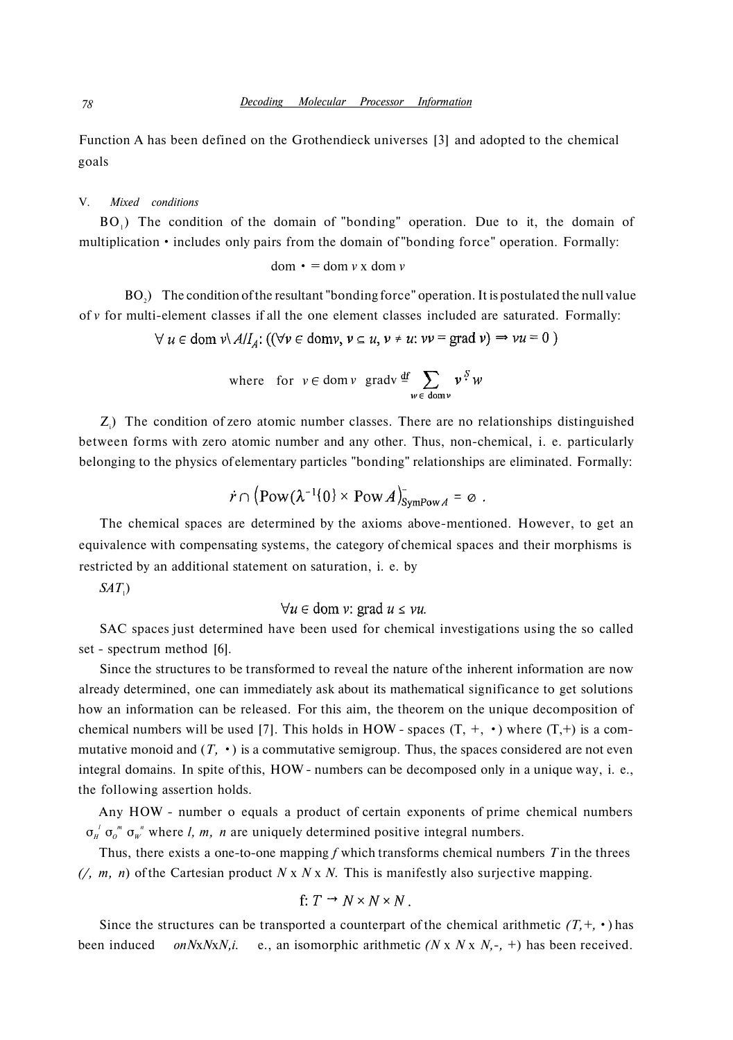Function A has been defined on the Grothendieck universes [3] and adopted to the chemical goals

V. *Mixed conditions*

$BO_1$) The condition of the domain of "bonding" operation. Due to it, the domain of multiplication • includes only pairs from the domain of "bonding force" operation. Formally:

$$\text{dom} \bullet = \text{dom}\, v \times \text{dom}\, v$$

$BO_2$) The condition of the resultant "bonding force" operation. It is postulated the null value of $v$ for multi-element classes if all the one element classes included are saturated. Formally:

$$\forall\, u \in \text{dom}\, v \backslash A/I_A\text{: } ((\forall v \in \text{dom}v,\, v \subseteq u,\, v \neq u\text{: } vv = \text{grad}\, v) \Rightarrow vu = 0\,)$$

$$\text{where} \quad \text{for} \quad v \in \text{dom}\, v \quad \text{grad}v \overset{\text{df}}{=} \sum_{w \in \text{dom}v} v \overset{S}{\cdot} w$$

$Z_1$) The condition of zero atomic number classes. There are no relationships distinguished between forms with zero atomic number and any other. Thus, non-chemical, i. e. particularly belonging to the physics of elementary particles "bonding" relationships are eliminated. Formally:

$$\dot{r} \cap \left(\text{Pow}(\lambda^{-1}\{0\} \times \text{Pow}\, A\right)^{-}_{\text{SymPow}\, A} = \varnothing \; .$$

The chemical spaces are determined by the axioms above-mentioned. However, to get an equivalence with compensating systems, the category of chemical spaces and their morphisms is restricted by an additional statement on saturation, i. e. by

$SAT_1$)

$$\forall u \in \text{dom}\, v\text{: grad}\, u \leq vu.$$

SAC spaces just determined have been used for chemical investigations using the so called set - spectrum method [6].

Since the structures to be transformed to reveal the nature of the inherent information are now already determined, one can immediately ask about its mathematical significance to get solutions how an information can be released. For this aim, the theorem on the unique decomposition of chemical numbers will be used [7]. This holds in HOW - spaces (T, +, •) where (T,+) is a commutative monoid and (*T,* •) is a commutative semigroup. Thus, the spaces considered are not even integral domains. In spite of this, HOW - numbers can be decomposed only in a unique way, i. e., the following assertion holds.

Any HOW - number o equals a product of certain exponents of prime chemical numbers $\sigma_H^l\, \sigma_O^m\, \sigma_W^n$ where *l, m, n* are uniquely determined positive integral numbers.

Thus, there exists a one-to-one mapping *f* which transforms chemical numbers *T* in the threes *(/, m, n)* of the Cartesian product *N* x *N* x *N.* This is manifestly also surjective mapping.

$$\text{f: } T \rightarrow N \times N \times N\,.$$

Since the structures can be transported a counterpart of the chemical arithmetic *(T,+,* •) has been induced *onNxNxN,i.* e., an isomorphic arithmetic *(N* x *N* x *N,-,* +) has been received.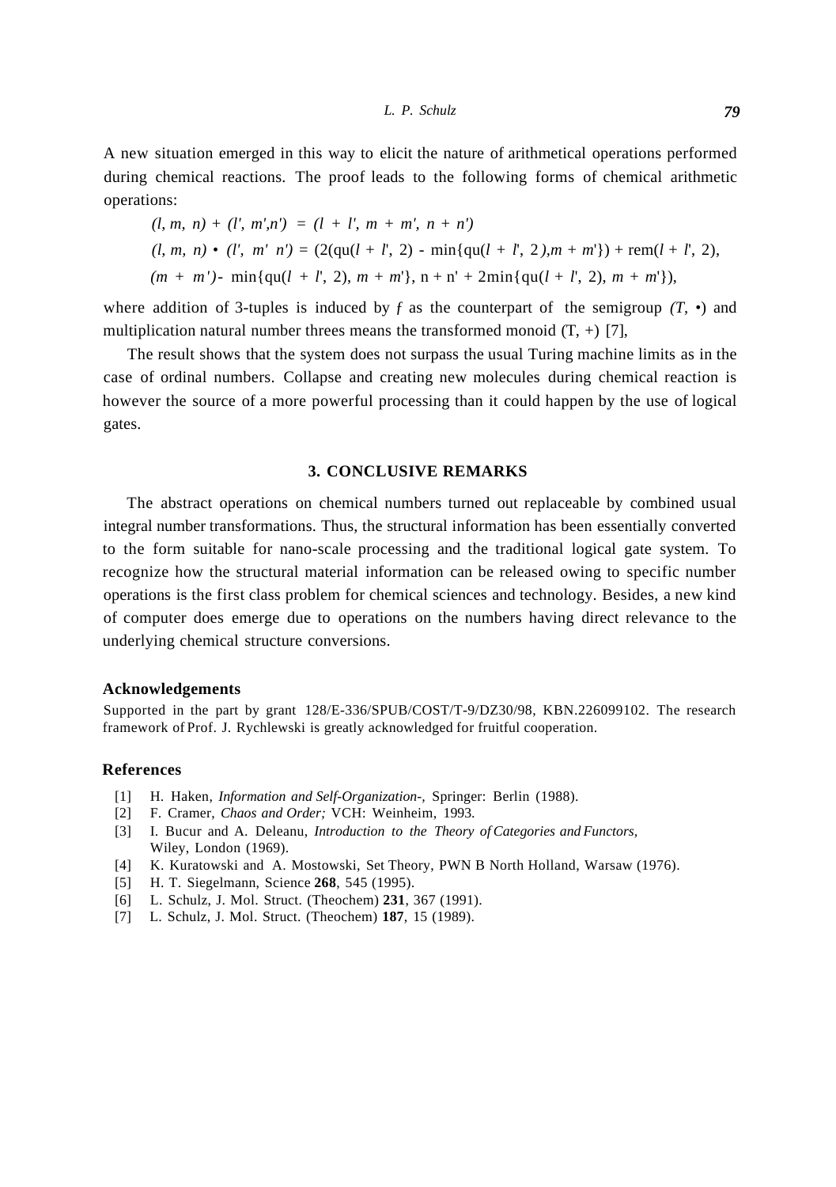A new situation emerged in this way to elicit the nature of arithmetical operations performed during chemical reactions. The proof leads to the following forms of chemical arithmetic operations:

$$(l, m, n) + (l', m', n') = (l + l', m + m', n + n')$$

$$(l, m, n) \cdot (l', m' n') = (2(\mathrm{qu}(l + l', 2) - \min\{\mathrm{qu}(l + l', 2), m + m'\}) + \mathrm{rem}(l + l', 2),$$

$$(m + m') - \min\{\mathrm{qu}(l + l', 2), m + m'\}, n + n' + 2\min\{\mathrm{qu}(l + l', 2), m + m'\}),$$

where addition of 3-tuples is induced by $f$ as the counterpart of the semigroup $(T, \cdot)$ and multiplication natural number threes means the transformed monoid $(T, +)$ [7],

The result shows that the system does not surpass the usual Turing machine limits as in the case of ordinal numbers. Collapse and creating new molecules during chemical reaction is however the source of a more powerful processing than it could happen by the use of logical gates.

## 3. CONCLUSIVE REMARKS

The abstract operations on chemical numbers turned out replaceable by combined usual integral number transformations. Thus, the structural information has been essentially converted to the form suitable for nano-scale processing and the traditional logical gate system. To recognize how the structural material information can be released owing to specific number operations is the first class problem for chemical sciences and technology. Besides, a new kind of computer does emerge due to operations on the numbers having direct relevance to the underlying chemical structure conversions.

### Acknowledgements

Supported in the part by grant 128/E-336/SPUB/COST/T-9/DZ30/98, KBN.226099102. The research framework of Prof. J. Rychlewski is greatly acknowledged for fruitful cooperation.

### References

[1] H. Haken, *Information and Self-Organization-,* Springer: Berlin (1988).

[2] F. Cramer, *Chaos and Order;* VCH: Weinheim, 1993.

[3] I. Bucur and A. Deleanu, *Introduction to the Theory of Categories and Functors,* Wiley, London (1969).

[4] K. Kuratowski and A. Mostowski, Set Theory, PWN B North Holland, Warsaw (1976).

[5] H. T. Siegelmann, Science **268**, 545 (1995).

[6] L. Schulz, J. Mol. Struct. (Theochem) **231**, 367 (1991).

[7] L. Schulz, J. Mol. Struct. (Theochem) **187**, 15 (1989).